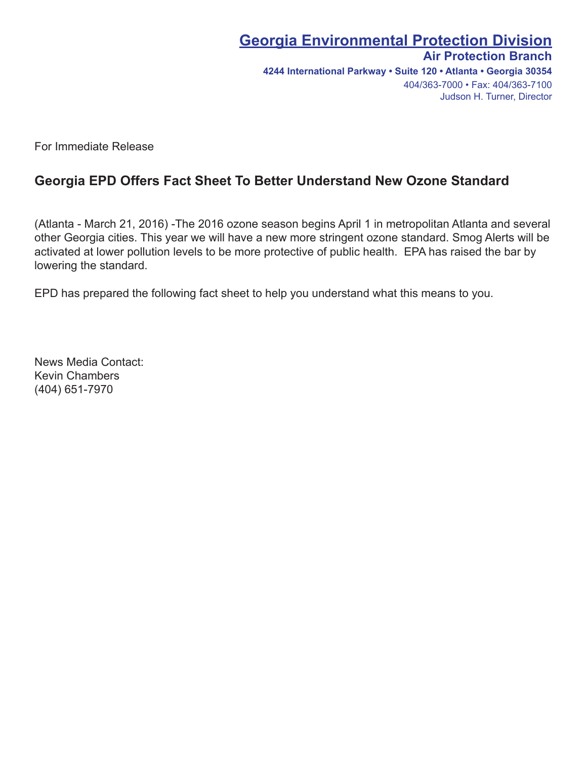**Georgia Environmental Protection Division**
**Air Protection Branch**
**4244 International Parkway • Suite 120 • Atlanta • Georgia 30354**
404/363-7000 • Fax: 404/363-7100
Judson H. Turner, Director

For Immediate Release

## Georgia EPD Offers Fact Sheet To Better Understand New Ozone Standard

(Atlanta - March 21, 2016) -The 2016 ozone season begins April 1 in metropolitan Atlanta and several other Georgia cities. This year we will have a new more stringent ozone standard. Smog Alerts will be activated at lower pollution levels to be more protective of public health. EPA has raised the bar by lowering the standard.

EPD has prepared the following fact sheet to help you understand what this means to you.

News Media Contact:
Kevin Chambers
(404) 651-7970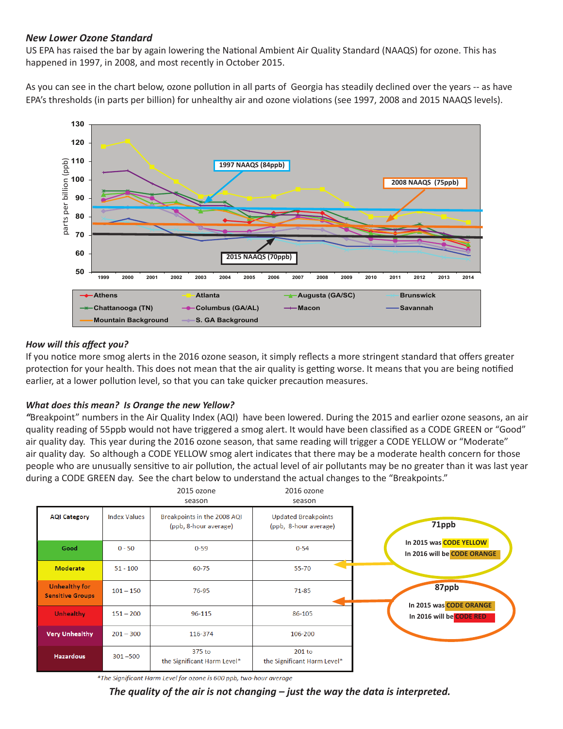### *New Lower Ozone Standard*

US EPA has raised the bar by again lowering the National Ambient Air Quality Standard (NAAQS) for ozone. This has happened in 1997, in 2008, and most recently in October 2015.

As you can see in the chart below, ozone pollution in all parts of Georgia has steadily declined over the years -- as have EPA's thresholds (in parts per billion) for unhealthy air and ozone violations (see 1997, 2008 and 2015 NAAQS levels).

### *How will this affect you?*

If you notice more smog alerts in the 2016 ozone season, it simply reflects a more stringent standard that offers greater protection for your health. This does not mean that the air quality is getting worse. It means that you are being notified earlier, at a lower pollution level, so that you can take quicker precaution measures.

### *What does this mean? Is Orange the new Yellow?*

*"*Breakpoint" numbers in the Air Quality Index (AQI) have been lowered. During the 2015 and earlier ozone seasons, an air quality reading of 55ppb would not have triggered a smog alert. It would have been classified as a CODE GREEN or "Good" air quality day. This year during the 2016 ozone season, that same reading will trigger a CODE YELLOW or "Moderate" air quality day. So although a CODE YELLOW smog alert indicates that there may be a moderate health concern for those people who are unusually sensitive to air pollution, the actual level of air pollutants may be no greater than it was last year during a CODE GREEN day. See the chart below to understand the actual changes to the "Breakpoints."

| AQI Category | Index Values | Breakpoints in the 2008 AQI (ppb, 8-hour average) — 2015 ozone season | Updated Breakpoints (ppb, 8-hour average) — 2016 ozone season |
|---|---|---|---|
| Good | 0 - 50 | 0-59 | 0-54 |
| Moderate | 51 - 100 | 60-75 | 55-70 |
| Unhealthy for Sensitive Groups | 101 – 150 | 76-95 | 71-85 |
| Unhealthy | 151 – 200 | 96-115 | 86-105 |
| Very Unhealthy | 201 – 300 | 116-374 | 106-200 |
| Hazardous | 301 –500 | 375 to the Significant Harm Level* | 201 to the Significant Harm Level* |

*The Significant Harm Level for ozone is 600 ppb, two-hour average*

**71ppb**
In 2015 was CODE YELLOW
In 2016 will be CODE ORANGE

**87ppb**
In 2015 was CODE ORANGE
In 2016 will be CODE RED

***The quality of the air is not changing – just the way the data is interpreted.***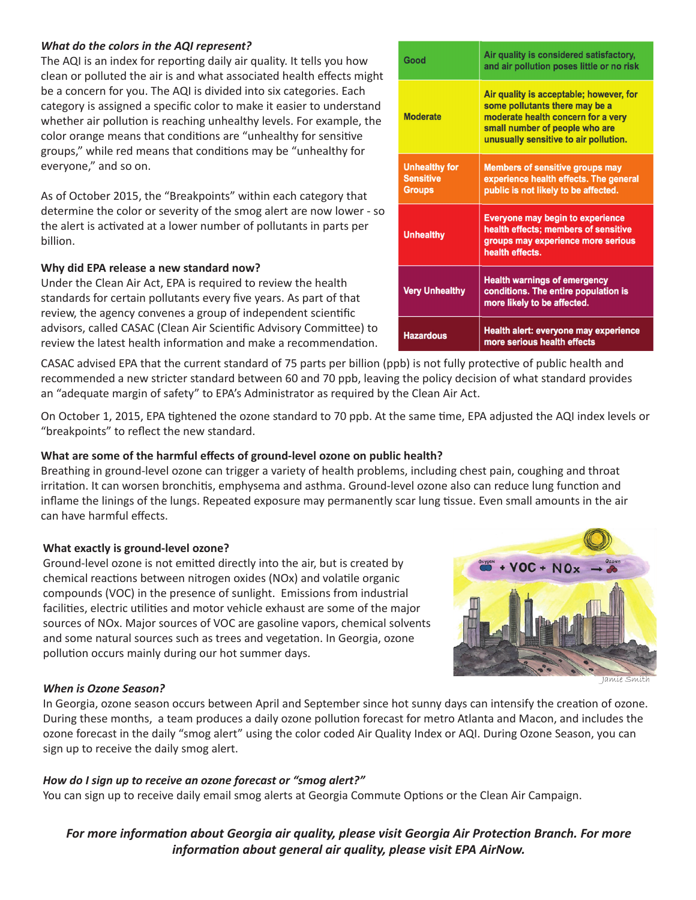### *What do the colors in the AQI represent?*

The AQI is an index for reporting daily air quality. It tells you how clean or polluted the air is and what associated health effects might be a concern for you. The AQI is divided into six categories. Each category is assigned a specific color to make it easier to understand whether air pollution is reaching unhealthy levels. For example, the color orange means that conditions are "unhealthy for sensitive groups," while red means that conditions may be "unhealthy for everyone," and so on.

| | |
|---|---|
| Good | Air quality is considered satisfactory, and air pollution poses little or no risk |
| Moderate | Air quality is acceptable; however, for some pollutants there may be a moderate health concern for a very small number of people who are unusually sensitive to air pollution. |
| Unhealthy for Sensitive Groups | Members of sensitive groups may experience health effects. The general public is not likely to be affected. |
| Unhealthy | Everyone may begin to experience health effects; members of sensitive groups may experience more serious health effects. |
| Very Unhealthy | Health warnings of emergency conditions. The entire population is more likely to be affected. |
| Hazardous | Health alert: everyone may experience more serious health effects |

As of October 2015, the "Breakpoints" within each category that determine the color or severity of the smog alert are now lower - so the alert is activated at a lower number of pollutants in parts per billion.

### Why did EPA release a new standard now?

Under the Clean Air Act, EPA is required to review the health standards for certain pollutants every five years. As part of that review, the agency convenes a group of independent scientific advisors, called CASAC (Clean Air Scientific Advisory Committee) to review the latest health information and make a recommendation. CASAC advised EPA that the current standard of 75 parts per billion (ppb) is not fully protective of public health and recommended a new stricter standard between 60 and 70 ppb, leaving the policy decision of what standard provides an "adequate margin of safety" to EPA's Administrator as required by the Clean Air Act.

On October 1, 2015, EPA tightened the ozone standard to 70 ppb. At the same time, EPA adjusted the AQI index levels or "breakpoints" to reflect the new standard.

### What are some of the harmful effects of ground-level ozone on public health?

Breathing in ground-level ozone can trigger a variety of health problems, including chest pain, coughing and throat irritation. It can worsen bronchitis, emphysema and asthma. Ground-level ozone also can reduce lung function and inflame the linings of the lungs. Repeated exposure may permanently scar lung tissue. Even small amounts in the air can have harmful effects.

### What exactly is ground-level ozone?

Ground-level ozone is not emitted directly into the air, but is created by chemical reactions between nitrogen oxides (NOx) and volatile organic compounds (VOC) in the presence of sunlight. Emissions from industrial facilities, electric utilities and motor vehicle exhaust are some of the major sources of NOx. Major sources of VOC are gasoline vapors, chemical solvents and some natural sources such as trees and vegetation. In Georgia, ozone pollution occurs mainly during our hot summer days.

Oxygen + VOC + NOx → Ozone

Jamie Smith

### *When is Ozone Season?*

In Georgia, ozone season occurs between April and September since hot sunny days can intensify the creation of ozone. During these months, a team produces a daily ozone pollution forecast for metro Atlanta and Macon, and includes the ozone forecast in the daily "smog alert" using the color coded Air Quality Index or AQI. During Ozone Season, you can sign up to receive the daily smog alert.

### *How do I sign up to receive an ozone forecast or "smog alert?"*

You can sign up to receive daily email smog alerts at Georgia Commute Options or the Clean Air Campaign.

***For more information about Georgia air quality, please visit Georgia Air Protection Branch. For more information about general air quality, please visit EPA AirNow.***